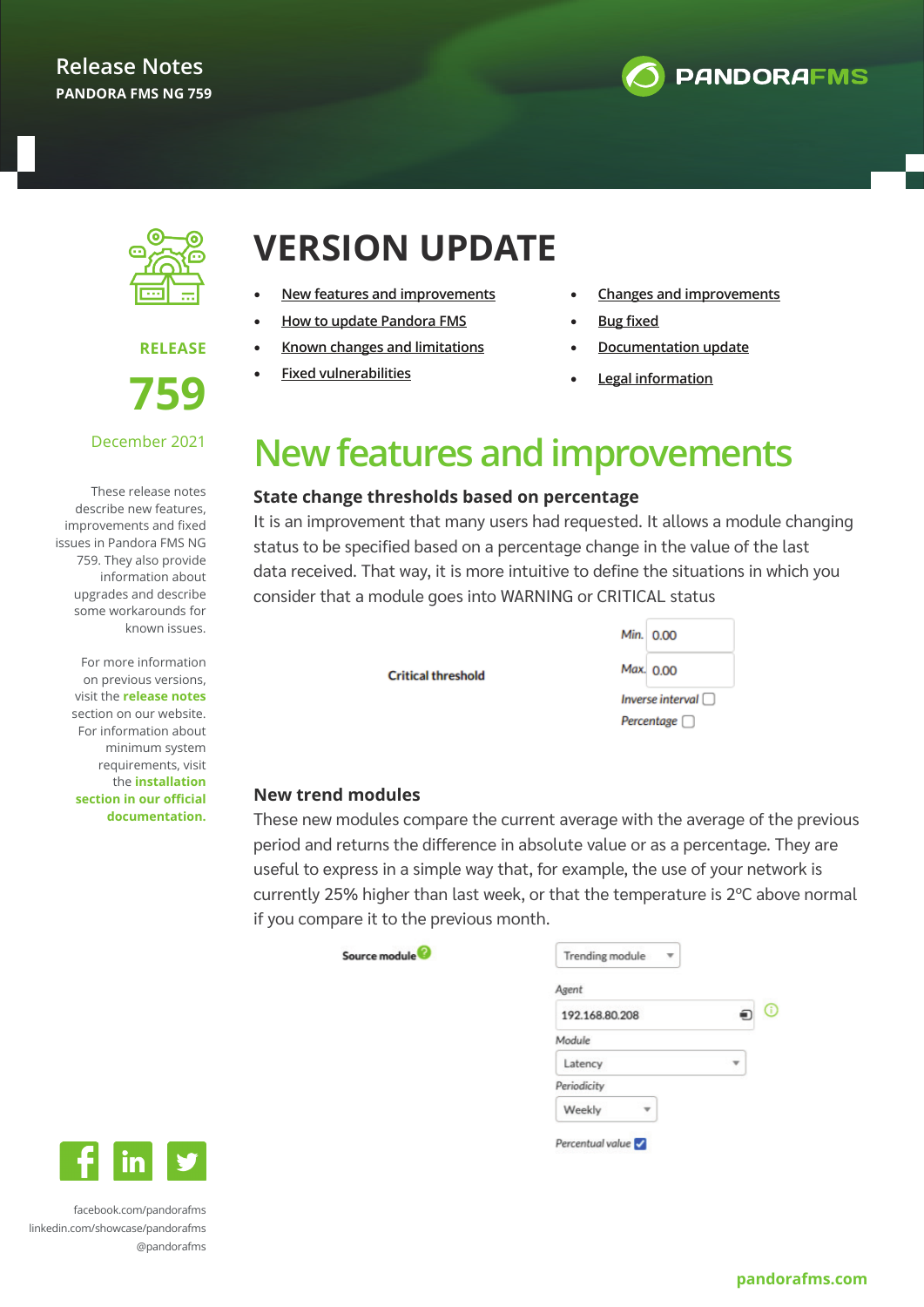Release Notes

**PANDORA FMS NG 759**

**RELEASE**

# 759

December 2021

These release notes describe new features, improvements and fixed issues in Pandora FMS NG 759. They also provide information about upgrades and describe some workarounds for known issues.

For more information on previous versions, visit the **release notes** section on our website. For information about minimum system requirements, visit the **installation section in our official documentation.**

facebook.com/pandorafms
linkedin.com/showcase/pandorafms
@pandorafms

# VERSION UPDATE

- New features and improvements
- How to update Pandora FMS
- Known changes and limitations
- Fixed vulnerabilities
- Changes and improvements
- Bug fixed
- Documentation update
- Legal information

## New features and improvements

### State change thresholds based on percentage

It is an improvement that many users had requested. It allows a module changing status to be specified based on a percentage change in the value of the last data received. That way, it is more intuitive to define the situations in which you consider that a module goes into WARNING or CRITICAL status

Critical threshold — Min. 0.00 — Max. 0.00 — Inverse interval — Percentage

### New trend modules

These new modules compare the current average with the average of the previous period and returns the difference in absolute value or as a percentage. They are useful to express in a simple way that, for example, the use of your network is currently 25% higher than last week, or that the temperature is 2ºC above normal if you compare it to the previous month.

Source module — Trending module — Agent: 192.168.80.208 — Module: Latency — Periodicity: Weekly — Percentual value

pandorafms.com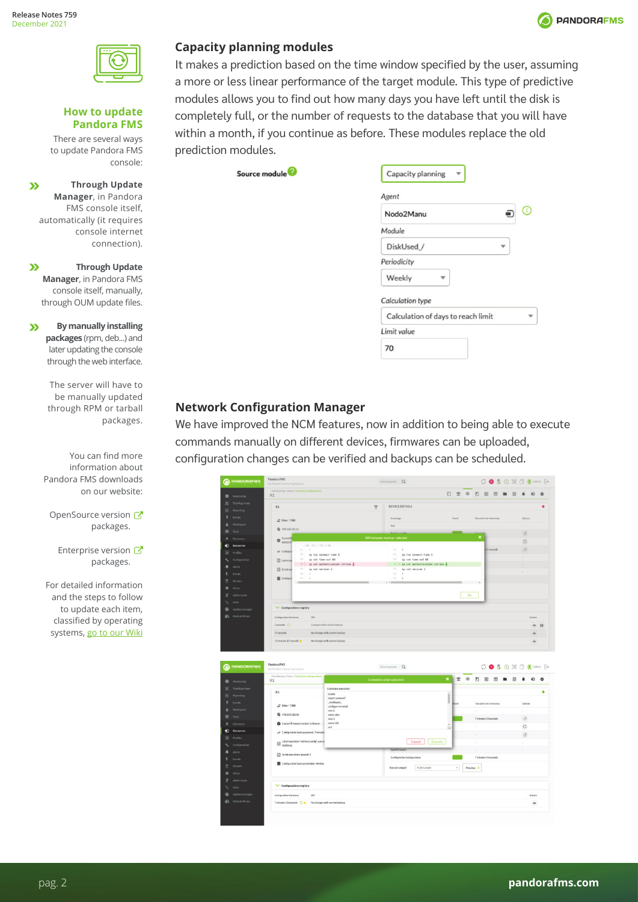## How to update Pandora FMS

There are several ways to update Pandora FMS console:

- **Through Update Manager**, in Pandora FMS console itself, automatically (it requires console internet connection).
- **Through Update Manager**, in Pandora FMS console itself, manually, through OUM update files.
- **By manually installing packages** (rpm, deb...) and later updating the console through the web interface.

The server will have to be manually updated through RPM or tarball packages.

You can find more information about Pandora FMS downloads on our website:

OpenSource version packages.

Enterprise version packages.

For detailed information and the steps to follow to update each item, classified by operating systems, go to our Wiki

## Capacity planning modules

It makes a prediction based on the time window specified by the user, assuming a more or less linear performance of the target module. This type of predictive modules allows you to find out how many days you have left until the disk is completely full, or the number of requests to the database that you will have within a month, if you continue as before. These modules replace the old prediction modules.

Source module: Capacity planning

Agent: Nodo2Manu

Module: DiskUsed_/

Periodicity: Weekly

Calculation type: Calculation of days to reach limit

Limit value: 70

## Network Configuration Manager

We have improved the NCM features, now in addition to being able to execute commands manually on different devices, firmwares can be uploaded, configuration changes can be verified and backups can be scheduled.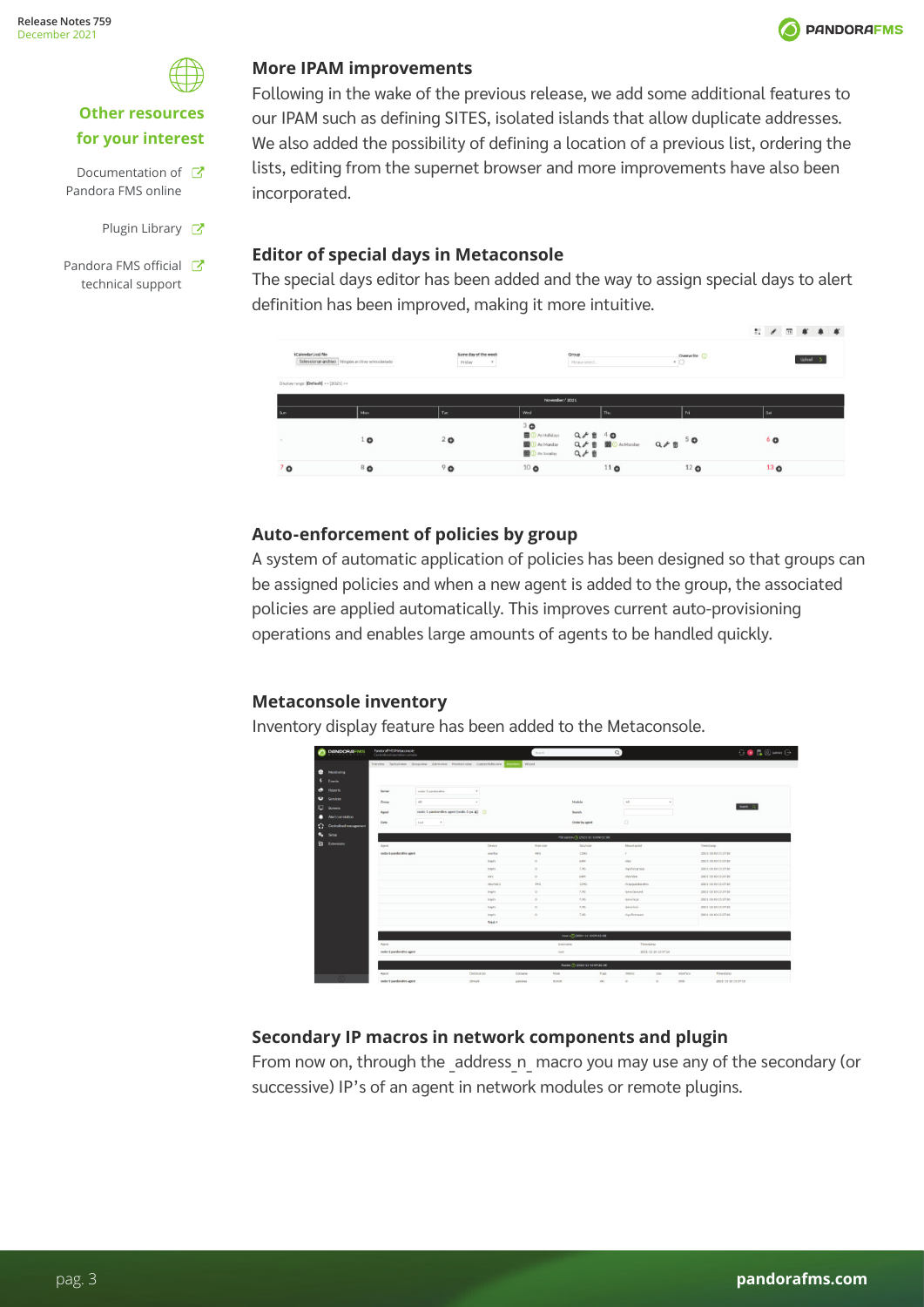## More IPAM improvements

Following in the wake of the previous release, we add some additional features to our IPAM such as defining SITES, isolated islands that allow duplicate addresses. We also added the possibility of defining a location of a previous list, ordering the lists, editing from the supernet browser and more improvements have also been incorporated.

## Editor of special days in Metaconsole

The special days editor has been added and the way to assign special days to alert definition has been improved, making it more intuitive.

## Auto-enforcement of policies by group

A system of automatic application of policies has been designed so that groups can be assigned policies and when a new agent is added to the group, the associated policies are applied automatically. This improves current auto-provisioning operations and enables large amounts of agents to be handled quickly.

## Metaconsole inventory

Inventory display feature has been added to the Metaconsole.

## Secondary IP macros in network components and plugin

From now on, through the _address_n_ macro you may use any of the secondary (or successive) IP's of an agent in network modules or remote plugins.

### Other resources for your interest

- Documentation of Pandora FMS online
- Plugin Library
- Pandora FMS official technical support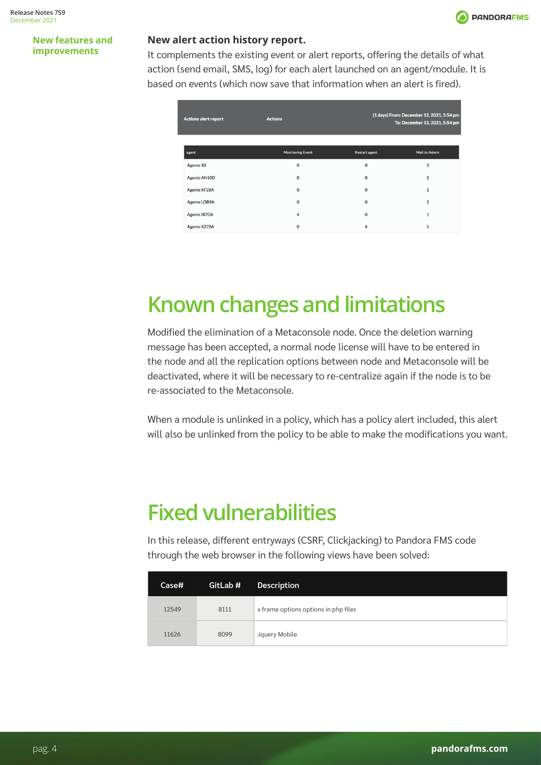## New features and improvements

**New alert action history report.**

It complements the existing event or alert reports, offering the details of what action (send email, SMS, log) for each alert launched on an agent/module. It is based on events (which now save that information when an alert is fired).

| Actions alert report | Actions | (1 days) From: December 12, 2021, 5:54 pm To: December 13, 2021, 5:54 pm |
|---|---|---|

| agent | Monitoring Event | Restart agent | Mail to Admin |
|---|---|---|---|
| Agente 10 | 0 | 0 | 2 |
| Agente AN10D | 0 | 0 | 2 |
| Agente KF28A | 0 | 0 | 2 |
| Agente LOB9A | 0 | 0 | 2 |
| Agente I87DA | 4 | 0 | 1 |
| Agente XZ78A | 0 | 4 | 5 |

# Known changes and limitations

Modified the elimination of a Metaconsole node. Once the deletion warning message has been accepted, a normal node license will have to be entered in the node and all the replication options between node and Metaconsole will be deactivated, where it will be necessary to re-centralize again if the node is to be re-associated to the Metaconsole.

When a module is unlinked in a policy, which has a policy alert included, this alert will also be unlinked from the policy to be able to make the modifications you want.

# Fixed vulnerabilities

In this release, different entryways (CSRF, Clickjacking) to Pandora FMS code through the web browser in the following views have been solved:

| Case# | GitLab # | Description |
|---|---|---|
| 12549 | 8111 | x frame options options in php files |
| 11626 | 8099 | Jquery Mobile |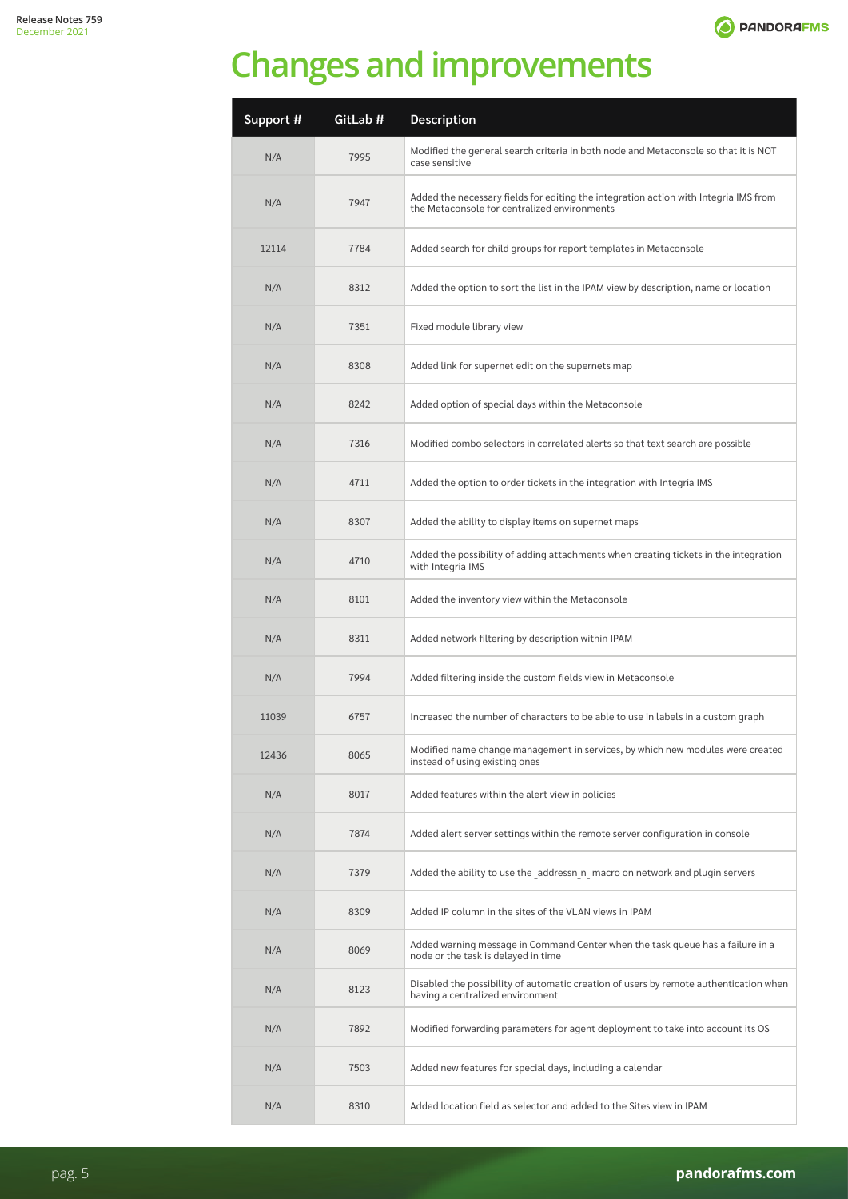# Changes and improvements

| Support # | GitLab # | Description |
|---|---|---|
| N/A | 7995 | Modified the general search criteria in both node and Metaconsole so that it is NOT case sensitive |
| N/A | 7947 | Added the necessary fields for editing the integration action with Integria IMS from the Metaconsole for centralized environments |
| 12114 | 7784 | Added search for child groups for report templates in Metaconsole |
| N/A | 8312 | Added the option to sort the list in the IPAM view by description, name or location |
| N/A | 7351 | Fixed module library view |
| N/A | 8308 | Added link for supernet edit on the supernets map |
| N/A | 8242 | Added option of special days within the Metaconsole |
| N/A | 7316 | Modified combo selectors in correlated alerts so that text search are possible |
| N/A | 4711 | Added the option to order tickets in the integration with Integria IMS |
| N/A | 8307 | Added the ability to display items on supernet maps |
| N/A | 4710 | Added the possibility of adding attachments when creating tickets in the integration with Integria IMS |
| N/A | 8101 | Added the inventory view within the Metaconsole |
| N/A | 8311 | Added network filtering by description within IPAM |
| N/A | 7994 | Added filtering inside the custom fields view in Metaconsole |
| 11039 | 6757 | Increased the number of characters to be able to use in labels in a custom graph |
| 12436 | 8065 | Modified name change management in services, by which new modules were created instead of using existing ones |
| N/A | 8017 | Added features within the alert view in policies |
| N/A | 7874 | Added alert server settings within the remote server configuration in console |
| N/A | 7379 | Added the ability to use the _addressn_n_ macro on network and plugin servers |
| N/A | 8309 | Added IP column in the sites of the VLAN views in IPAM |
| N/A | 8069 | Added warning message in Command Center when the task queue has a failure in a node or the task is delayed in time |
| N/A | 8123 | Disabled the possibility of automatic creation of users by remote authentication when having a centralized environment |
| N/A | 7892 | Modified forwarding parameters for agent deployment to take into account its OS |
| N/A | 7503 | Added new features for special days, including a calendar |
| N/A | 8310 | Added location field as selector and added to the Sites view in IPAM |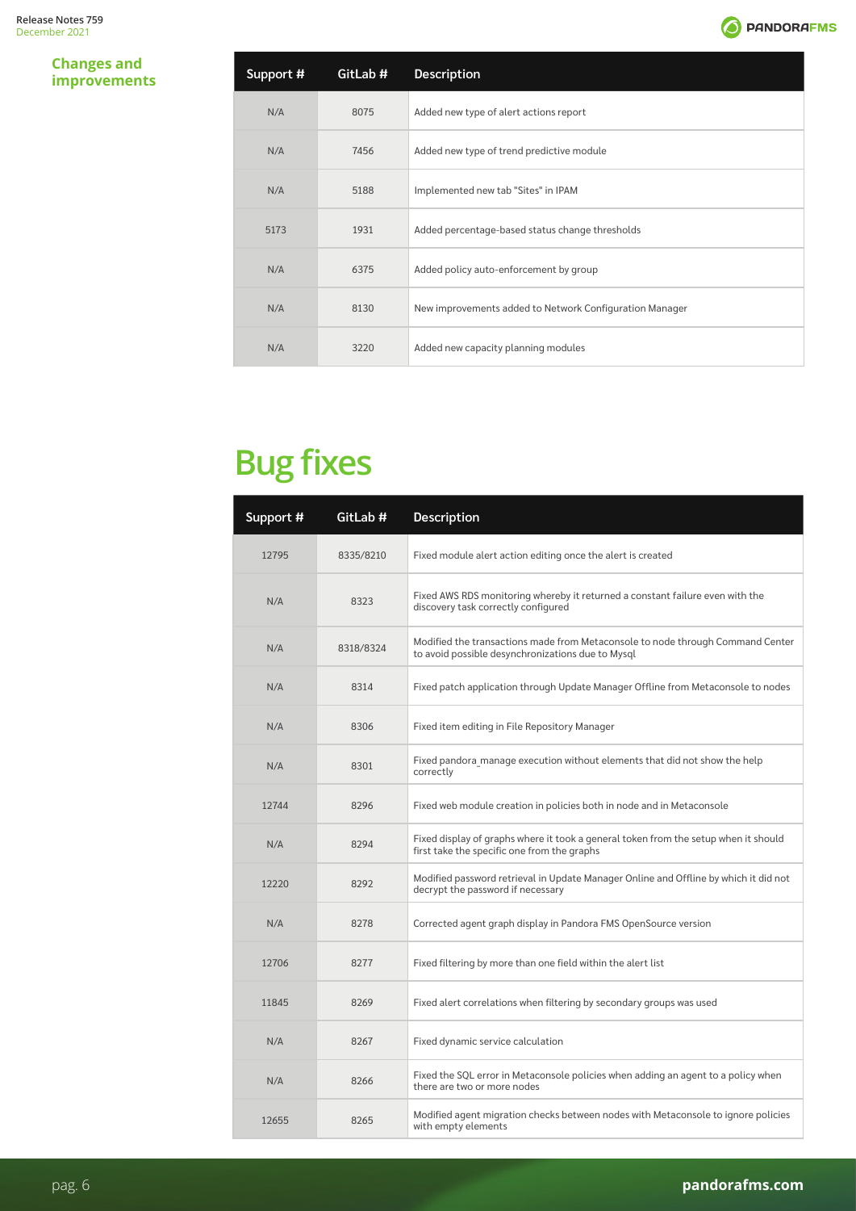## Changes and improvements

| Support # | GitLab # | Description |
|---|---|---|
| N/A | 8075 | Added new type of alert actions report |
| N/A | 7456 | Added new type of trend predictive module |
| N/A | 5188 | Implemented new tab "Sites" in IPAM |
| 5173 | 1931 | Added percentage-based status change thresholds |
| N/A | 6375 | Added policy auto-enforcement by group |
| N/A | 8130 | New improvements added to Network Configuration Manager |
| N/A | 3220 | Added new capacity planning modules |

# Bug fixes

| Support # | GitLab # | Description |
|---|---|---|
| 12795 | 8335/8210 | Fixed module alert action editing once the alert is created |
| N/A | 8323 | Fixed AWS RDS monitoring whereby it returned a constant failure even with the discovery task correctly configured |
| N/A | 8318/8324 | Modified the transactions made from Metaconsole to node through Command Center to avoid possible desynchronizations due to Mysql |
| N/A | 8314 | Fixed patch application through Update Manager Offline from Metaconsole to nodes |
| N/A | 8306 | Fixed item editing in File Repository Manager |
| N/A | 8301 | Fixed pandora_manage execution without elements that did not show the help correctly |
| 12744 | 8296 | Fixed web module creation in policies both in node and in Metaconsole |
| N/A | 8294 | Fixed display of graphs where it took a general token from the setup when it should first take the specific one from the graphs |
| 12220 | 8292 | Modified password retrieval in Update Manager Online and Offline by which it did not decrypt the password if necessary |
| N/A | 8278 | Corrected agent graph display in Pandora FMS OpenSource version |
| 12706 | 8277 | Fixed filtering by more than one field within the alert list |
| 11845 | 8269 | Fixed alert correlations when filtering by secondary groups was used |
| N/A | 8267 | Fixed dynamic service calculation |
| N/A | 8266 | Fixed the SQL error in Metaconsole policies when adding an agent to a policy when there are two or more nodes |
| 12655 | 8265 | Modified agent migration checks between nodes with Metaconsole to ignore policies with empty elements |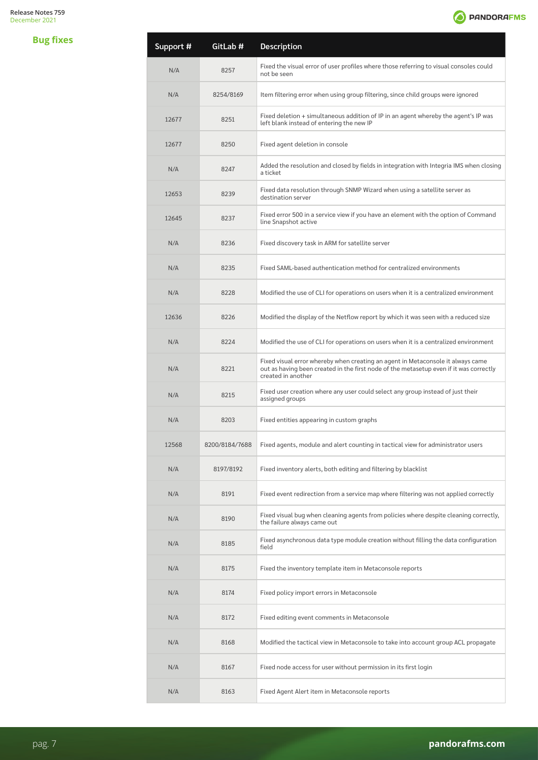## Bug fixes

| Support # | GitLab # | Description |
|---|---|---|
| N/A | 8257 | Fixed the visual error of user profiles where those referring to visual consoles could not be seen |
| N/A | 8254/8169 | Item filtering error when using group filtering, since child groups were ignored |
| 12677 | 8251 | Fixed deletion + simultaneous addition of IP in an agent whereby the agent's IP was left blank instead of entering the new IP |
| 12677 | 8250 | Fixed agent deletion in console |
| N/A | 8247 | Added the resolution and closed by fields in integration with Integria IMS when closing a ticket |
| 12653 | 8239 | Fixed data resolution through SNMP Wizard when using a satellite server as destination server |
| 12645 | 8237 | Fixed error 500 in a service view if you have an element with the option of Command line Snapshot active |
| N/A | 8236 | Fixed discovery task in ARM for satellite server |
| N/A | 8235 | Fixed SAML-based authentication method for centralized environments |
| N/A | 8228 | Modified the use of CLI for operations on users when it is a centralized environment |
| 12636 | 8226 | Modified the display of the Netflow report by which it was seen with a reduced size |
| N/A | 8224 | Modified the use of CLI for operations on users when it is a centralized environment |
| N/A | 8221 | Fixed visual error whereby when creating an agent in Metaconsole it always came out as having been created in the first node of the metasetup even if it was correctly created in another |
| N/A | 8215 | Fixed user creation where any user could select any group instead of just their assigned groups |
| N/A | 8203 | Fixed entities appearing in custom graphs |
| 12568 | 8200/8184/7688 | Fixed agents, module and alert counting in tactical view for administrator users |
| N/A | 8197/8192 | Fixed inventory alerts, both editing and filtering by blacklist |
| N/A | 8191 | Fixed event redirection from a service map where filtering was not applied correctly |
| N/A | 8190 | Fixed visual bug when cleaning agents from policies where despite cleaning correctly, the failure always came out |
| N/A | 8185 | Fixed asynchronous data type module creation without filling the data configuration field |
| N/A | 8175 | Fixed the inventory template item in Metaconsole reports |
| N/A | 8174 | Fixed policy import errors in Metaconsole |
| N/A | 8172 | Fixed editing event comments in Metaconsole |
| N/A | 8168 | Modified the tactical view in Metaconsole to take into account group ACL propagate |
| N/A | 8167 | Fixed node access for user without permission in its first login |
| N/A | 8163 | Fixed Agent Alert item in Metaconsole reports |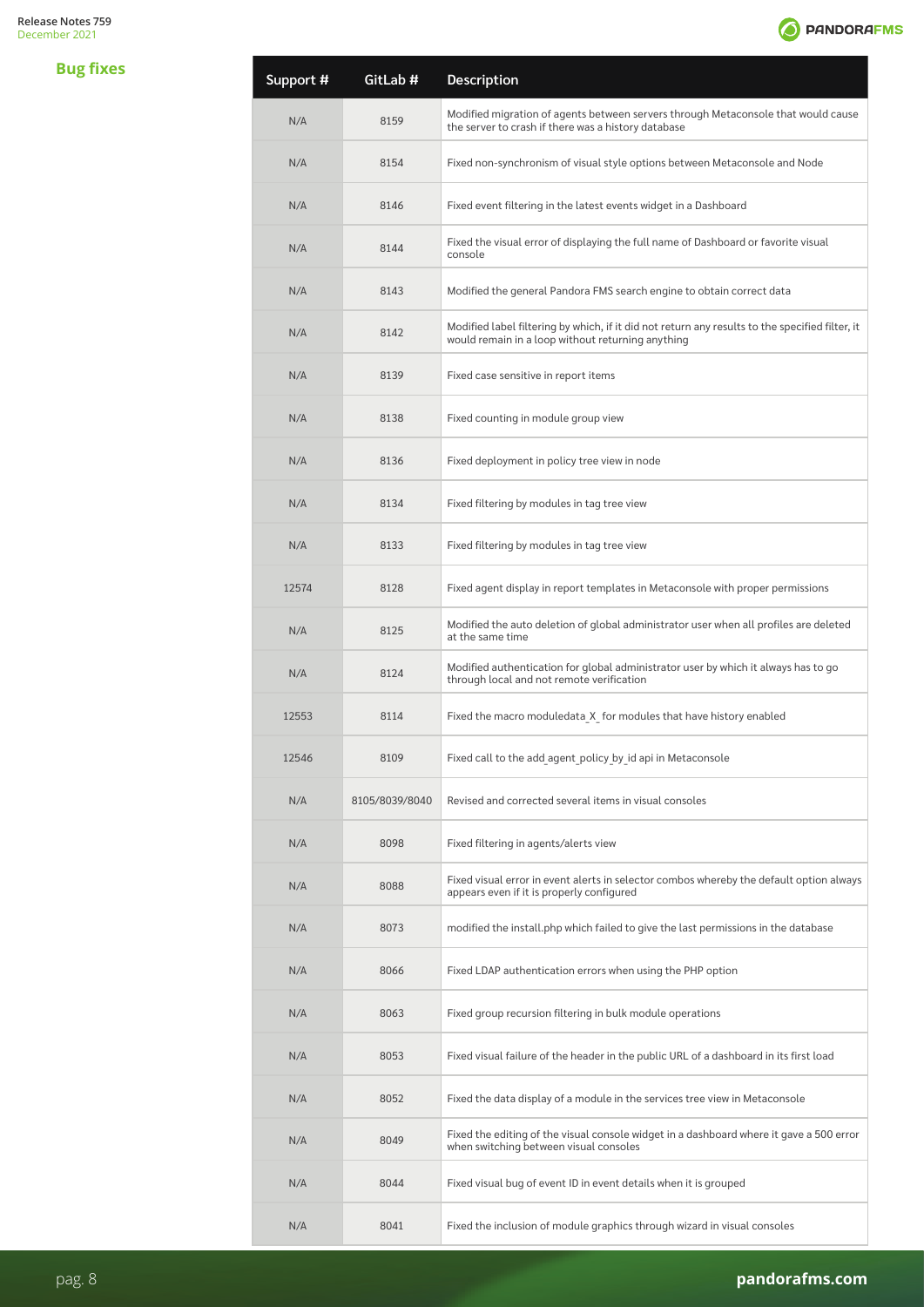## Bug fixes

| Support # | GitLab # | Description |
|---|---|---|
| N/A | 8159 | Modified migration of agents between servers through Metaconsole that would cause the server to crash if there was a history database |
| N/A | 8154 | Fixed non-synchronism of visual style options between Metaconsole and Node |
| N/A | 8146 | Fixed event filtering in the latest events widget in a Dashboard |
| N/A | 8144 | Fixed the visual error of displaying the full name of Dashboard or favorite visual console |
| N/A | 8143 | Modified the general Pandora FMS search engine to obtain correct data |
| N/A | 8142 | Modified label filtering by which, if it did not return any results to the specified filter, it would remain in a loop without returning anything |
| N/A | 8139 | Fixed case sensitive in report items |
| N/A | 8138 | Fixed counting in module group view |
| N/A | 8136 | Fixed deployment in policy tree view in node |
| N/A | 8134 | Fixed filtering by modules in tag tree view |
| N/A | 8133 | Fixed filtering by modules in tag tree view |
| 12574 | 8128 | Fixed agent display in report templates in Metaconsole with proper permissions |
| N/A | 8125 | Modified the auto deletion of global administrator user when all profiles are deleted at the same time |
| N/A | 8124 | Modified authentication for global administrator user by which it always has to go through local and not remote verification |
| 12553 | 8114 | Fixed the macro moduledata_X_ for modules that have history enabled |
| 12546 | 8109 | Fixed call to the add_agent_policy_by_id api in Metaconsole |
| N/A | 8105/8039/8040 | Revised and corrected several items in visual consoles |
| N/A | 8098 | Fixed filtering in agents/alerts view |
| N/A | 8088 | Fixed visual error in event alerts in selector combos whereby the default option always appears even if it is properly configured |
| N/A | 8073 | modified the install.php which failed to give the last permissions in the database |
| N/A | 8066 | Fixed LDAP authentication errors when using the PHP option |
| N/A | 8063 | Fixed group recursion filtering in bulk module operations |
| N/A | 8053 | Fixed visual failure of the header in the public URL of a dashboard in its first load |
| N/A | 8052 | Fixed the data display of a module in the services tree view in Metaconsole |
| N/A | 8049 | Fixed the editing of the visual console widget in a dashboard where it gave a 500 error when switching between visual consoles |
| N/A | 8044 | Fixed visual bug of event ID in event details when it is grouped |
| N/A | 8041 | Fixed the inclusion of module graphics through wizard in visual consoles |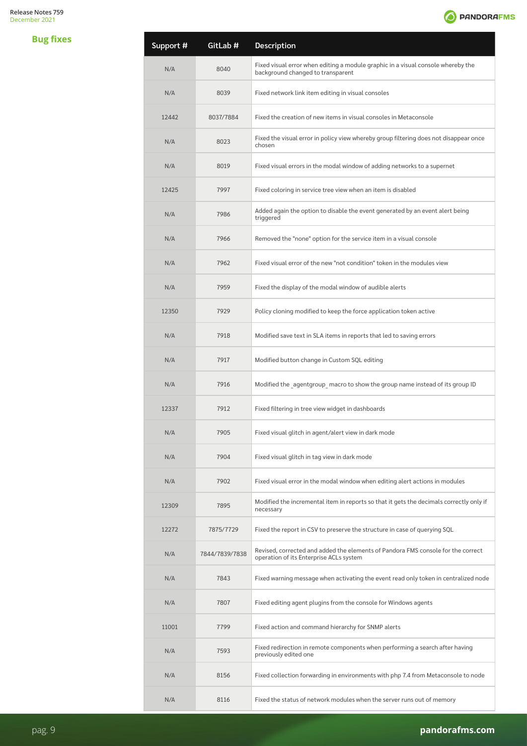## Bug fixes

| Support # | GitLab # | Description |
|---|---|---|
| N/A | 8040 | Fixed visual error when editing a module graphic in a visual console whereby the background changed to transparent |
| N/A | 8039 | Fixed network link item editing in visual consoles |
| 12442 | 8037/7884 | Fixed the creation of new items in visual consoles in Metaconsole |
| N/A | 8023 | Fixed the visual error in policy view whereby group filtering does not disappear once chosen |
| N/A | 8019 | Fixed visual errors in the modal window of adding networks to a supernet |
| 12425 | 7997 | Fixed coloring in service tree view when an item is disabled |
| N/A | 7986 | Added again the option to disable the event generated by an event alert being triggered |
| N/A | 7966 | Removed the "none" option for the service item in a visual console |
| N/A | 7962 | Fixed visual error of the new "not condition" token in the modules view |
| N/A | 7959 | Fixed the display of the modal window of audible alerts |
| 12350 | 7929 | Policy cloning modified to keep the force application token active |
| N/A | 7918 | Modified save text in SLA items in reports that led to saving errors |
| N/A | 7917 | Modified button change in Custom SQL editing |
| N/A | 7916 | Modified the _agentgroup_ macro to show the group name instead of its group ID |
| 12337 | 7912 | Fixed filtering in tree view widget in dashboards |
| N/A | 7905 | Fixed visual glitch in agent/alert view in dark mode |
| N/A | 7904 | Fixed visual glitch in tag view in dark mode |
| N/A | 7902 | Fixed visual error in the modal window when editing alert actions in modules |
| 12309 | 7895 | Modified the incremental item in reports so that it gets the decimals correctly only if necessary |
| 12272 | 7875/7729 | Fixed the report in CSV to preserve the structure in case of querying SQL |
| N/A | 7844/7839/7838 | Revised, corrected and added the elements of Pandora FMS console for the correct operation of its Enterprise ACLs system |
| N/A | 7843 | Fixed warning message when activating the event read only token in centralized node |
| N/A | 7807 | Fixed editing agent plugins from the console for Windows agents |
| 11001 | 7799 | Fixed action and command hierarchy for SNMP alerts |
| N/A | 7593 | Fixed redirection in remote components when performing a search after having previously edited one |
| N/A | 8156 | Fixed collection forwarding in environments with php 7.4 from Metaconsole to node |
| N/A | 8116 | Fixed the status of network modules when the server runs out of memory |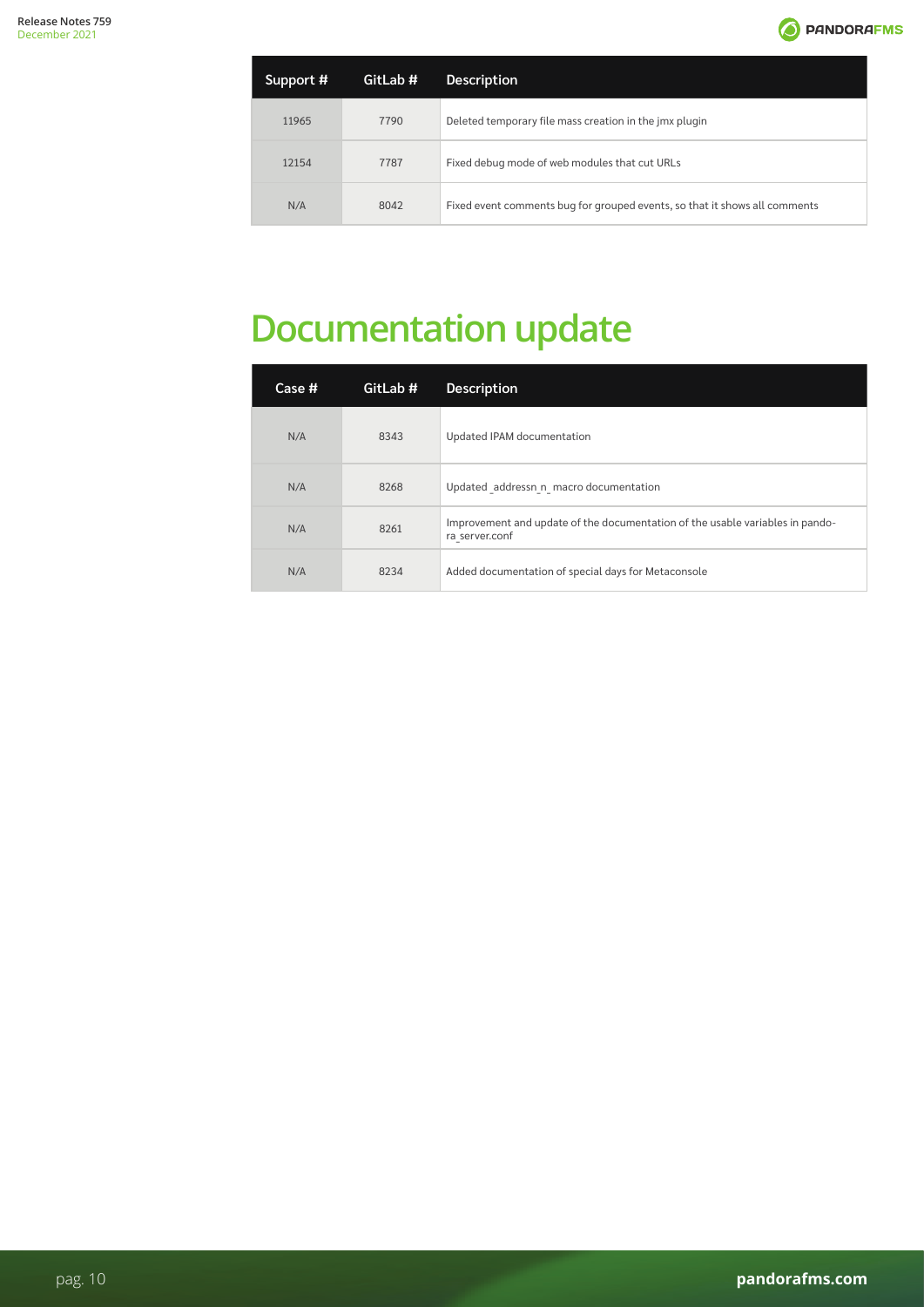| Support # | GitLab # | Description |
|---|---|---|
| 11965 | 7790 | Deleted temporary file mass creation in the jmx plugin |
| 12154 | 7787 | Fixed debug mode of web modules that cut URLs |
| N/A | 8042 | Fixed event comments bug for grouped events, so that it shows all comments |

# Documentation update

| Case # | GitLab # | Description |
|---|---|---|
| N/A | 8343 | Updated IPAM documentation |
| N/A | 8268 | Updated _addressn_n_ macro documentation |
| N/A | 8261 | Improvement and update of the documentation of the usable variables in pandora_server.conf |
| N/A | 8234 | Added documentation of special days for Metaconsole |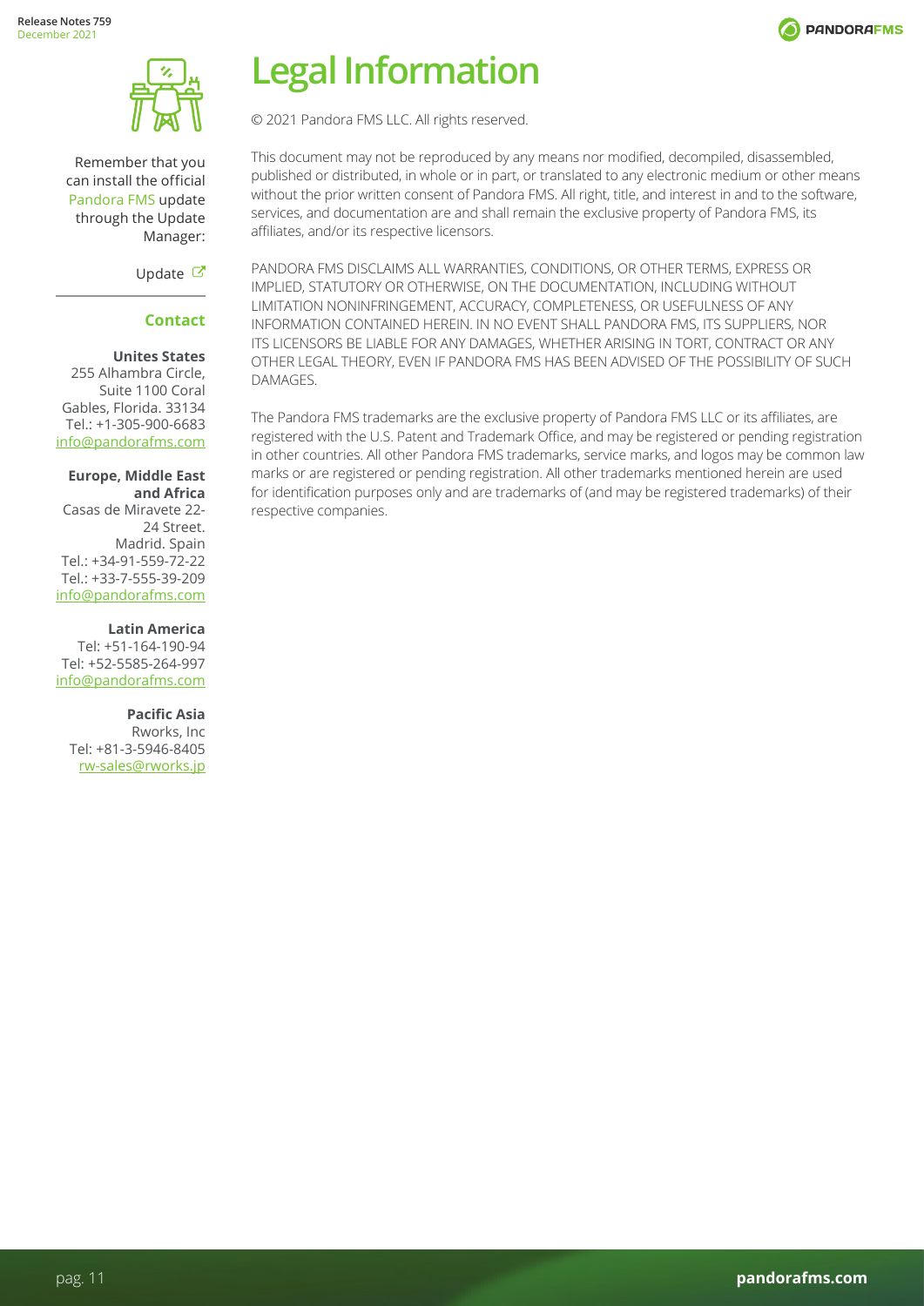# Legal Information

© 2021 Pandora FMS LLC. All rights reserved.

This document may not be reproduced by any means nor modified, decompiled, disassembled, published or distributed, in whole or in part, or translated to any electronic medium or other means without the prior written consent of Pandora FMS. All right, title, and interest in and to the software, services, and documentation are and shall remain the exclusive property of Pandora FMS, its affiliates, and/or its respective licensors.

PANDORA FMS DISCLAIMS ALL WARRANTIES, CONDITIONS, OR OTHER TERMS, EXPRESS OR IMPLIED, STATUTORY OR OTHERWISE, ON THE DOCUMENTATION, INCLUDING WITHOUT LIMITATION NONINFRINGEMENT, ACCURACY, COMPLETENESS, OR USEFULNESS OF ANY INFORMATION CONTAINED HEREIN. IN NO EVENT SHALL PANDORA FMS, ITS SUPPLIERS, NOR ITS LICENSORS BE LIABLE FOR ANY DAMAGES, WHETHER ARISING IN TORT, CONTRACT OR ANY OTHER LEGAL THEORY, EVEN IF PANDORA FMS HAS BEEN ADVISED OF THE POSSIBILITY OF SUCH DAMAGES.

The Pandora FMS trademarks are the exclusive property of Pandora FMS LLC or its affiliates, are registered with the U.S. Patent and Trademark Office, and may be registered or pending registration in other countries. All other Pandora FMS trademarks, service marks, and logos may be common law marks or are registered or pending registration. All other trademarks mentioned herein are used for identification purposes only and are trademarks of (and may be registered trademarks) of their respective companies.

Remember that you can install the official Pandora FMS update through the Update Manager:

Update

### Contact

**Unites States**
255 Alhambra Circle, Suite 1100 Coral Gables, Florida. 33134
Tel.: +1-305-900-6683
info@pandorafms.com

**Europe, Middle East and Africa**
Casas de Miravete 22-24 Street. Madrid. Spain
Tel.: +34-91-559-72-22
Tel.: +33-7-555-39-209
info@pandorafms.com

**Latin America**
Tel: +51-164-190-94
Tel: +52-5585-264-997
info@pandorafms.com

**Pacific Asia**
Rworks, Inc
Tel: +81-3-5946-8405
rw-sales@rworks.jp